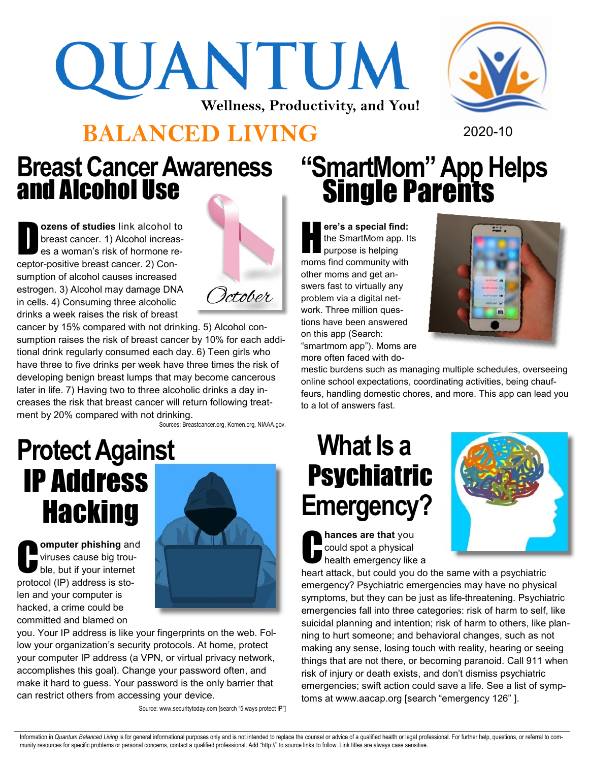# QUANTUM

**Wellness, Productivity, and You!**

## BALANCED LIVING

2020-10

## Breast Cancer Awareness and Alcohol Use

**Dozens of studies** link alcohol to breast cancer. 1) Alcohol increases a woman's risk of hormone receptor-positive breast cancer. 2) Consumption of alcohol causes increased estrogen. 3) Alcohol may damage DNA in cells. 4) Consuming three alcoholic drinks a week raises the risk of breast cancer by 15% compared with not drinking. 5) Alcohol consumption raises the risk of breast cancer by 10% for each additional drink regularly consumed each day. 6) Teen girls who have three to five drinks per week have three times the risk of developing benign breast lumps that may become cancerous later in life. 7) Having two to three alcoholic drinks a day increases the risk that breast cancer will return following treatment by 20% compared with not drinking.

October

Sources: Breastcancer.org, Komen.org, NIAAA.gov.

## "SmartMom" App Helps Single Parents

**Here's a special find:** the SmartMom app. Its purpose is helping moms find community with other moms and get answers fast to virtually any problem via a digital network. Three million questions have been answered on this app (Search: "smartmom app"). Moms are more often faced with domestic burdens such as managing multiple schedules, overseeing online school expectations, coordinating activities, being chauffeurs, handling domestic chores, and more. This app can lead you to a lot of answers fast.

## Protect Against IP Address Hacking

**Computer phishing** and viruses cause big trouble, but if your internet protocol (IP) address is stolen and your computer is hacked, a crime could be committed and blamed on you. Your IP address is like your fingerprints on the web. Follow your organization's security protocols. At home, protect your computer IP address (a VPN, or virtual privacy network, accomplishes this goal). Change your password often, and make it hard to guess. Your password is the only barrier that can restrict others from accessing your device.

Source: www.securitytoday.com [search "5 ways protect IP"]

## What Is a Psychiatric Emergency?

**Chances are that** you could spot a physical health emergency like a heart attack, but could you do the same with a psychiatric emergency? Psychiatric emergencies may have no physical symptoms, but they can be just as life-threatening. Psychiatric emergencies fall into three categories: risk of harm to self, like suicidal planning and intention; risk of harm to others, like planning to hurt someone; and behavioral changes, such as not making any sense, losing touch with reality, hearing or seeing things that are not there, or becoming paranoid. Call 911 when risk of injury or death exists, and don't dismiss psychiatric emergencies; swift action could save a life. See a list of symptoms at www.aacap.org [search "emergency 126" ].

Information in *Quantum Balanced Living* is for general informational purposes only and is not intended to replace the counsel or advice of a qualified health or legal professional. For further help, questions, or referral to community resources for specific problems or personal concerns, contact a qualified professional. Add "http://" to source links to follow. Link titles are always case sensitive.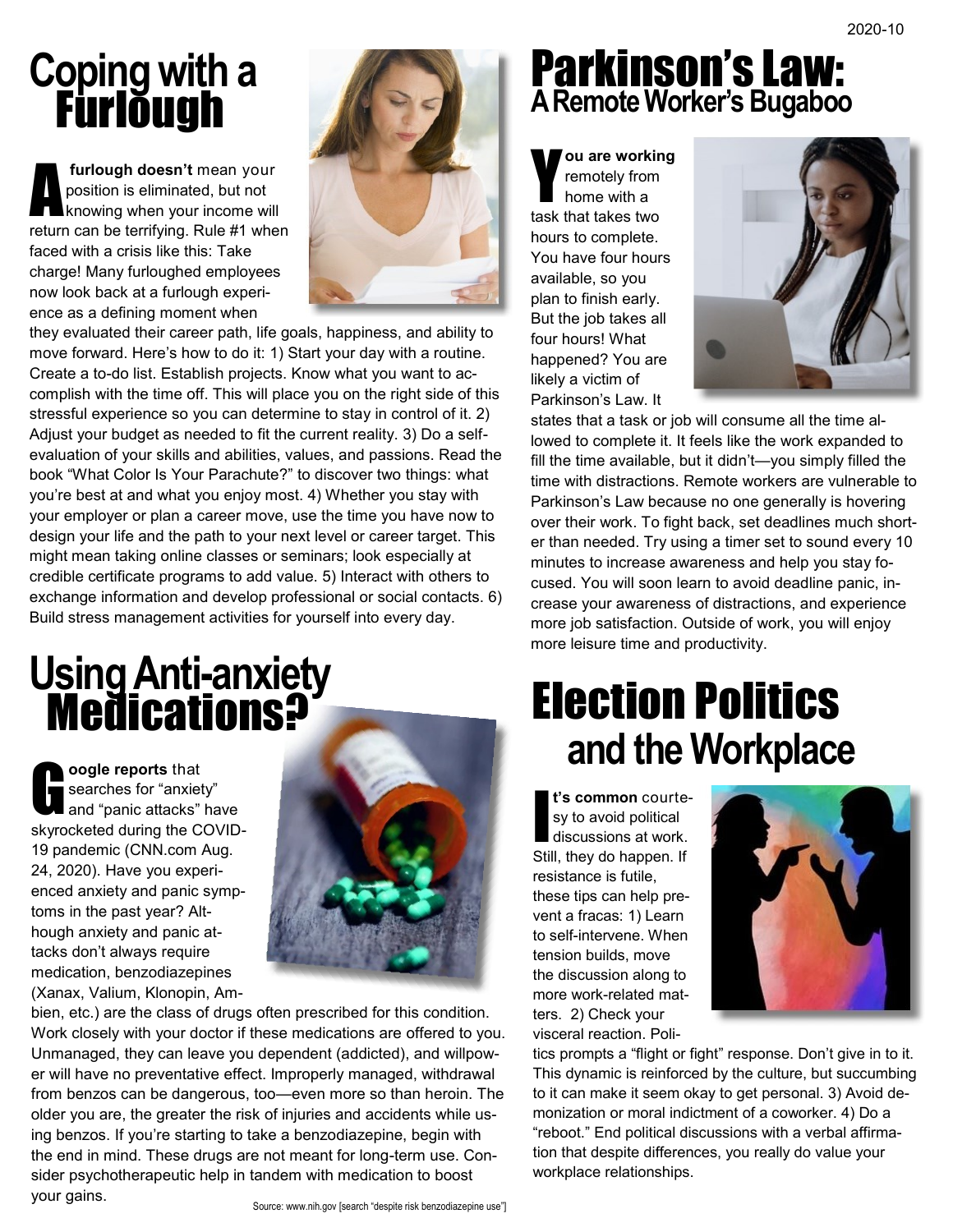# Coping with a Furlough

**A furlough doesn't** mean your position is eliminated, but not knowing when your income will return can be terrifying. Rule #1 when faced with a crisis like this: Take charge! Many furloughed employees now look back at a furlough experience as a defining moment when they evaluated their career path, life goals, happiness, and ability to move forward. Here's how to do it: 1) Start your day with a routine. Create a to-do list. Establish projects. Know what you want to accomplish with the time off. This will place you on the right side of this stressful experience so you can determine to stay in control of it. 2) Adjust your budget as needed to fit the current reality. 3) Do a self-evaluation of your skills and abilities, values, and passions. Read the book "What Color Is Your Parachute?" to discover two things: what you're best at and what you enjoy most. 4) Whether you stay with your employer or plan a career move, use the time you have now to design your life and the path to your next level or career target. This might mean taking online classes or seminars; look especially at credible certificate programs to add value. 5) Interact with others to exchange information and develop professional or social contacts. 6) Build stress management activities for yourself into every day.

# Using Anti-anxiety Medications?

**Google reports** that searches for "anxiety" and "panic attacks" have skyrocketed during the COVID-19 pandemic (CNN.com Aug. 24, 2020). Have you experienced anxiety and panic symptoms in the past year? Although anxiety and panic attacks don't always require medication, benzodiazepines (Xanax, Valium, Klonopin, Ambien, etc.) are the class of drugs often prescribed for this condition. Work closely with your doctor if these medications are offered to you. Unmanaged, they can leave you dependent (addicted), and willpower will have no preventative effect. Improperly managed, withdrawal from benzos can be dangerous, too—even more so than heroin. The older you are, the greater the risk of injuries and accidents while using benzos. If you're starting to take a benzodiazepine, begin with the end in mind. These drugs are not meant for long-term use. Consider psychotherapeutic help in tandem with medication to boost your gains.

Source: www.nih.gov [search "despite risk benzodiazepine use"]

# Parkinson's Law: A Remote Worker's Bugaboo

**You are working** remotely from home with a task that takes two hours to complete. You have four hours available, so you plan to finish early. But the job takes all four hours! What happened? You are likely a victim of Parkinson's Law. It states that a task or job will consume all the time allowed to complete it. It feels like the work expanded to fill the time available, but it didn't—you simply filled the time with distractions. Remote workers are vulnerable to Parkinson's Law because no one generally is hovering over their work. To fight back, set deadlines much shorter than needed. Try using a timer set to sound every 10 minutes to increase awareness and help you stay focused. You will soon learn to avoid deadline panic, increase your awareness of distractions, and experience more job satisfaction. Outside of work, you will enjoy more leisure time and productivity.

# Election Politics and the Workplace

**It's common** courtesy to avoid political discussions at work. Still, they do happen. If resistance is futile, these tips can help prevent a fracas: 1) Learn to self-intervene. When tension builds, move the discussion along to more work-related matters. 2) Check your visceral reaction. Politics prompts a "flight or fight" response. Don't give in to it. This dynamic is reinforced by the culture, but succumbing to it can make it seem okay to get personal. 3) Avoid demonization or moral indictment of a coworker. 4) Do a "reboot." End political discussions with a verbal affirmation that despite differences, you really do value your workplace relationships.